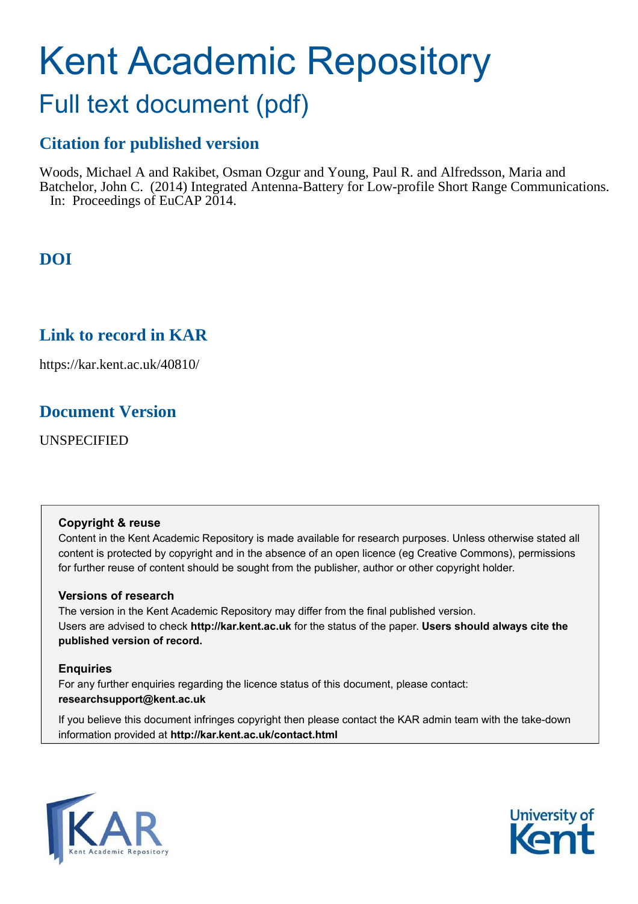# Kent Academic Repository

## Full text document (pdf)

### Citation for published version

Woods, Michael A and Rakibet, Osman Ozgur and Young, Paul R. and Alfredsson, Maria and Batchelor, John C. (2014) Integrated Antenna-Battery for Low-profile Short Range Communications. In: Proceedings of EuCAP 2014.

### DOI

### Link to record in KAR

https://kar.kent.ac.uk/40810/

### Document Version

UNSPECIFIED

**Copyright & reuse**

Content in the Kent Academic Repository is made available for research purposes. Unless otherwise stated all content is protected by copyright and in the absence of an open licence (eg Creative Commons), permissions for further reuse of content should be sought from the publisher, author or other copyright holder.

**Versions of research**

The version in the Kent Academic Repository may differ from the final published version.
Users are advised to check **http://kar.kent.ac.uk** for the status of the paper. **Users should always cite the published version of record.**

**Enquiries**

For any further enquiries regarding the licence status of this document, please contact:
**researchsupport@kent.ac.uk**

If you believe this document infringes copyright then please contact the KAR admin team with the take-down information provided at **http://kar.kent.ac.uk/contact.html**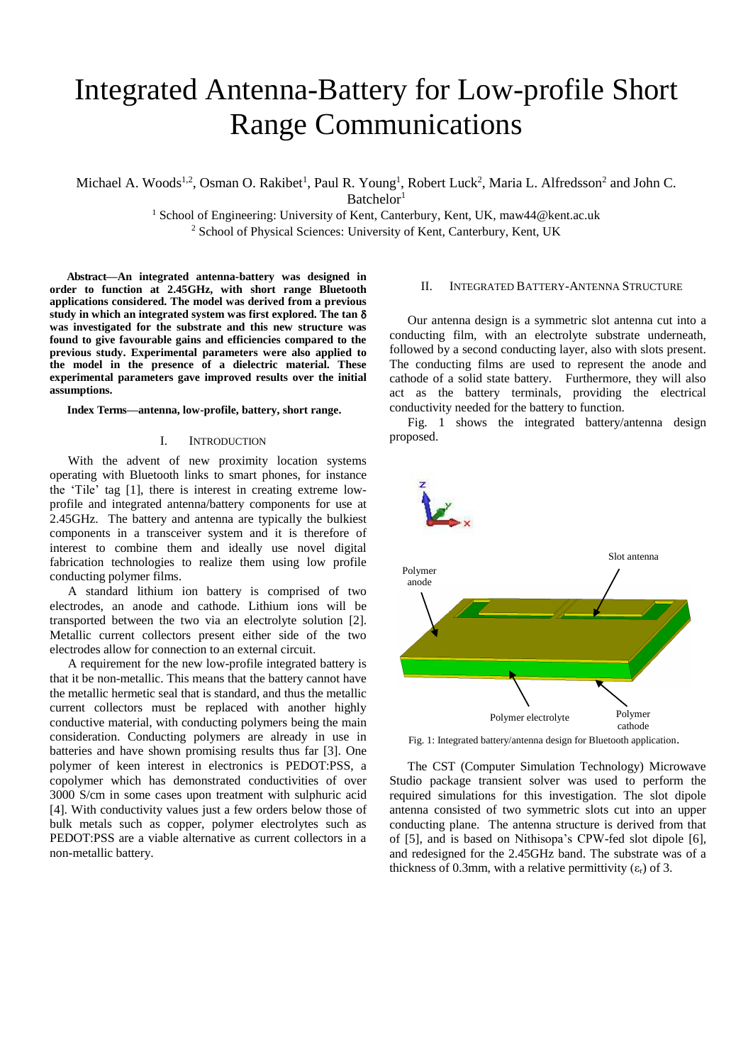# Integrated Antenna-Battery for Low-profile Short Range Communications

Michael A. Woods[1,2], Osman O. Rakibet[1], Paul R. Young[1], Robert Luck[2], Maria L. Alfredsson[2] and John C. Batchelor[1]

[1] School of Engineering: University of Kent, Canterbury, Kent, UK, maw44@kent.ac.uk

[2] School of Physical Sciences: University of Kent, Canterbury, Kent, UK

***Abstract*—An integrated antenna-battery was designed in order to function at 2.45GHz, with short range Bluetooth applications considered. The model was derived from a previous study in which an integrated system was first explored. The tan δ was investigated for the substrate and this new structure was found to give favourable gains and efficiencies compared to the previous study. Experimental parameters were also applied to the model in the presence of a dielectric material. These experimental parameters gave improved results over the initial assumptions.**

***Index Terms*—antenna, low-profile, battery, short range.**

## I. Introduction

With the advent of new proximity location systems operating with Bluetooth links to smart phones, for instance the 'Tile' tag [1], there is interest in creating extreme low-profile and integrated antenna/battery components for use at 2.45GHz. The battery and antenna are typically the bulkiest components in a transceiver system and it is therefore of interest to combine them and ideally use novel digital fabrication technologies to realize them using low profile conducting polymer films.

A standard lithium ion battery is comprised of two electrodes, an anode and cathode. Lithium ions will be transported between the two via an electrolyte solution [2]. Metallic current collectors present either side of the two electrodes allow for connection to an external circuit.

A requirement for the new low-profile integrated battery is that it be non-metallic. This means that the battery cannot have the metallic hermetic seal that is standard, and thus the metallic current collectors must be replaced with another highly conductive material, with conducting polymers being the main consideration. Conducting polymers are already in use in batteries and have shown promising results thus far [3]. One polymer of keen interest in electronics is PEDOT:PSS, a copolymer which has demonstrated conductivities of over 3000 S/cm in some cases upon treatment with sulphuric acid [4]. With conductivity values just a few orders below those of bulk metals such as copper, polymer electrolytes such as PEDOT:PSS are a viable alternative as current collectors in a non-metallic battery.

## II. Integrated Battery-Antenna Structure

Our antenna design is a symmetric slot antenna cut into a conducting film, with an electrolyte substrate underneath, followed by a second conducting layer, also with slots present. The conducting films are used to represent the anode and cathode of a solid state battery. Furthermore, they will also act as the battery terminals, providing the electrical conductivity needed for the battery to function.

Fig. 1 shows the integrated battery/antenna design proposed.

Fig. 1: Integrated battery/antenna design for Bluetooth application.

The CST (Computer Simulation Technology) Microwave Studio package transient solver was used to perform the required simulations for this investigation. The slot dipole antenna consisted of two symmetric slots cut into an upper conducting plane. The antenna structure is derived from that of [5], and is based on Nithisopa's CPW-fed slot dipole [6], and redesigned for the 2.45GHz band. The substrate was of a thickness of 0.3mm, with a relative permittivity ($\varepsilon_r$) of 3.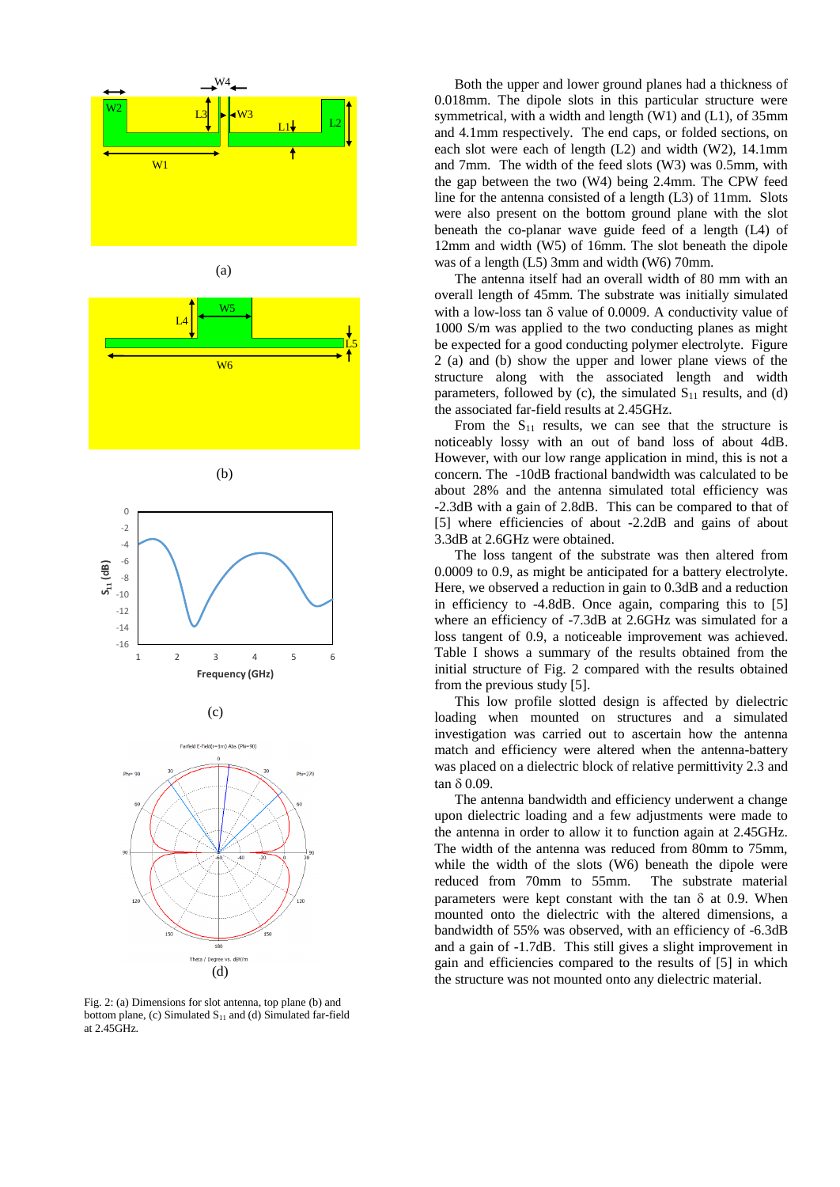(a)

(b)

(c)

(d)

Fig. 2: (a) Dimensions for slot antenna, top plane (b) and bottom plane, (c) Simulated $S_{11}$ and (d) Simulated far-field at 2.45GHz.

Both the upper and lower ground planes had a thickness of 0.018mm. The dipole slots in this particular structure were symmetrical, with a width and length (W1) and (L1), of 35mm and 4.1mm respectively. The end caps, or folded sections, on each slot were each of length (L2) and width (W2), 14.1mm and 7mm. The width of the feed slots (W3) was 0.5mm, with the gap between the two (W4) being 2.4mm. The CPW feed line for the antenna consisted of a length (L3) of 11mm. Slots were also present on the bottom ground plane with the slot beneath the co-planar wave guide feed of a length (L4) of 12mm and width (W5) of 16mm. The slot beneath the dipole was of a length (L5) 3mm and width (W6) 70mm.

The antenna itself had an overall width of 80 mm with an overall length of 45mm. The substrate was initially simulated with a low-loss tan $\delta$ value of 0.0009. A conductivity value of 1000 S/m was applied to the two conducting planes as might be expected for a good conducting polymer electrolyte. Figure 2 (a) and (b) show the upper and lower plane views of the structure along with the associated length and width parameters, followed by (c), the simulated $S_{11}$ results, and (d) the associated far-field results at 2.45GHz.

From the $S_{11}$ results, we can see that the structure is noticeably lossy with an out of band loss of about 4dB. However, with our low range application in mind, this is not a concern. The -10dB fractional bandwidth was calculated to be about 28% and the antenna simulated total efficiency was -2.3dB with a gain of 2.8dB. This can be compared to that of [5] where efficiencies of about -2.2dB and gains of about 3.3dB at 2.6GHz were obtained.

The loss tangent of the substrate was then altered from 0.0009 to 0.9, as might be anticipated for a battery electrolyte. Here, we observed a reduction in gain to 0.3dB and a reduction in efficiency to -4.8dB. Once again, comparing this to [5] where an efficiency of -7.3dB at 2.6GHz was simulated for a loss tangent of 0.9, a noticeable improvement was achieved. Table I shows a summary of the results obtained from the initial structure of Fig. 2 compared with the results obtained from the previous study [5].

This low profile slotted design is affected by dielectric loading when mounted on structures and a simulated investigation was carried out to ascertain how the antenna match and efficiency were altered when the antenna-battery was placed on a dielectric block of relative permittivity 2.3 and tan $\delta$ 0.09.

The antenna bandwidth and efficiency underwent a change upon dielectric loading and a few adjustments were made to the antenna in order to allow it to function again at 2.45GHz. The width of the antenna was reduced from 80mm to 75mm, while the width of the slots (W6) beneath the dipole were reduced from 70mm to 55mm. The substrate material parameters were kept constant with the tan $\delta$ at 0.9. When mounted onto the dielectric with the altered dimensions, a bandwidth of 55% was observed, with an efficiency of -6.3dB and a gain of -1.7dB. This still gives a slight improvement in gain and efficiencies compared to the results of [5] in which the structure was not mounted onto any dielectric material.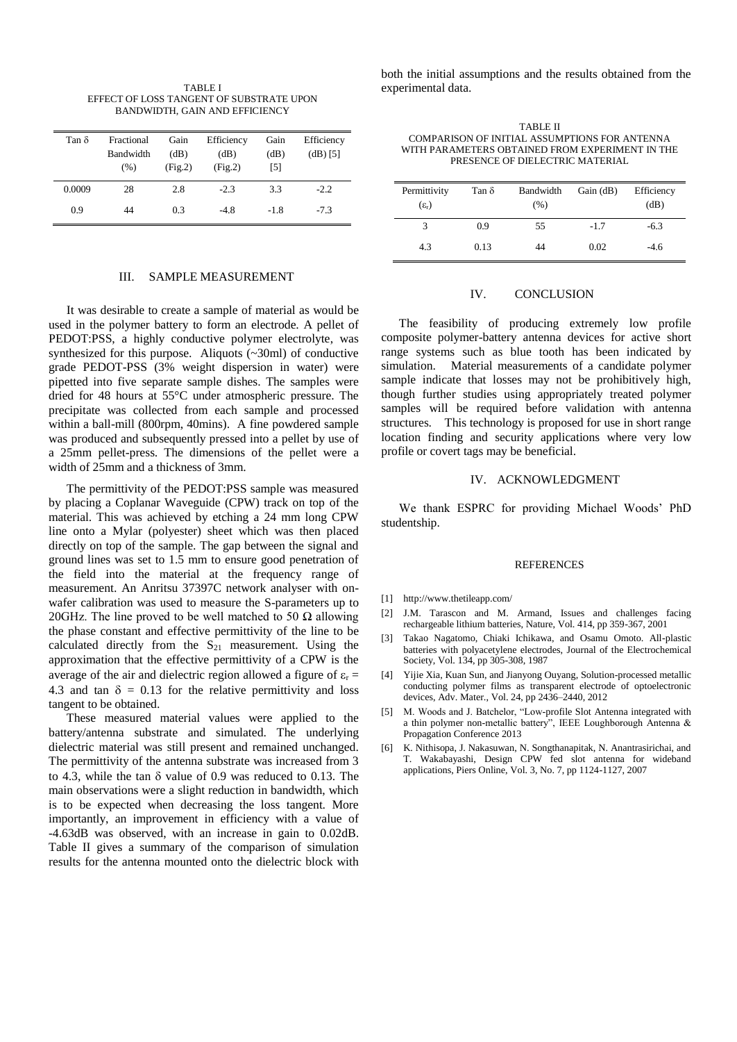TABLE I
EFFECT OF LOSS TANGENT OF SUBSTRATE UPON BANDWIDTH, GAIN AND EFFICIENCY

| Tan δ | Fractional Bandwidth (%) | Gain (dB) (Fig.2) | Efficiency (dB) (Fig.2) | Gain (dB) [5] | Efficiency (dB) [5] |
|---|---|---|---|---|---|
| 0.0009 | 28 | 2.8 | -2.3 | 3.3 | -2.2 |
| 0.9 | 44 | 0.3 | -4.8 | -1.8 | -7.3 |

## III. SAMPLE MEASUREMENT

It was desirable to create a sample of material as would be used in the polymer battery to form an electrode. A pellet of PEDOT:PSS, a highly conductive polymer electrolyte, was synthesized for this purpose. Aliquots (~30ml) of conductive grade PEDOT-PSS (3% weight dispersion in water) were pipetted into five separate sample dishes. The samples were dried for 48 hours at 55°C under atmospheric pressure. The precipitate was collected from each sample and processed within a ball-mill (800rpm, 40mins). A fine powdered sample was produced and subsequently pressed into a pellet by use of a 25mm pellet-press. The dimensions of the pellet were a width of 25mm and a thickness of 3mm.

The permittivity of the PEDOT:PSS sample was measured by placing a Coplanar Waveguide (CPW) track on top of the material. This was achieved by etching a 24 mm long CPW line onto a Mylar (polyester) sheet which was then placed directly on top of the sample. The gap between the signal and ground lines was set to 1.5 mm to ensure good penetration of the field into the material at the frequency range of measurement. An Anritsu 37397C network analyser with on-wafer calibration was used to measure the S-parameters up to 20GHz. The line proved to be well matched to 50 Ω allowing the phase constant and effective permittivity of the line to be calculated directly from the $S_{21}$ measurement. Using the approximation that the effective permittivity of a CPW is the average of the air and dielectric region allowed a figure of $\varepsilon_r$ = 4.3 and tan δ = 0.13 for the relative permittivity and loss tangent to be obtained.

These measured material values were applied to the battery/antenna substrate and simulated. The underlying dielectric material was still present and remained unchanged. The permittivity of the antenna substrate was increased from 3 to 4.3, while the tan δ value of 0.9 was reduced to 0.13. The main observations were a slight reduction in bandwidth, which is to be expected when decreasing the loss tangent. More importantly, an improvement in efficiency with a value of -4.63dB was observed, with an increase in gain to 0.02dB. Table II gives a summary of the comparison of simulation results for the antenna mounted onto the dielectric block with both the initial assumptions and the results obtained from the experimental data.

TABLE II
COMPARISON OF INITIAL ASSUMPTIONS FOR ANTENNA WITH PARAMETERS OBTAINED FROM EXPERIMENT IN THE PRESENCE OF DIELECTRIC MATERIAL

| Permittivity ($\varepsilon_r$) | Tan δ | Bandwidth (%) | Gain (dB) | Efficiency (dB) |
|---|---|---|---|---|
| 3 | 0.9 | 55 | -1.7 | -6.3 |
| 4.3 | 0.13 | 44 | 0.02 | -4.6 |

## IV. CONCLUSION

The feasibility of producing extremely low profile composite polymer-battery antenna devices for active short range systems such as blue tooth has been indicated by simulation. Material measurements of a candidate polymer sample indicate that losses may not be prohibitively high, though further studies using appropriately treated polymer samples will be required before validation with antenna structures. This technology is proposed for use in short range location finding and security applications where very low profile or covert tags may be beneficial.

## IV. ACKNOWLEDGMENT

We thank ESPRC for providing Michael Woods' PhD studentship.

## REFERENCES

[1] http://www.thetileapp.com/

[2] J.M. Tarascon and M. Armand, Issues and challenges facing rechargeable lithium batteries, Nature, Vol. 414, pp 359-367, 2001

[3] Takao Nagatomo, Chiaki Ichikawa, and Osamu Omoto. All-plastic batteries with polyacetylene electrodes, Journal of the Electrochemical Society, Vol. 134, pp 305-308, 1987

[4] Yijie Xia, Kuan Sun, and Jianyong Ouyang, Solution-processed metallic conducting polymer films as transparent electrode of optoelectronic devices, Adv. Mater., Vol. 24, pp 2436–2440, 2012

[5] M. Woods and J. Batchelor, "Low-profile Slot Antenna integrated with a thin polymer non-metallic battery", IEEE Loughborough Antenna & Propagation Conference 2013

[6] K. Nithisopa, J. Nakasuwan, N. Songthanapitak, N. Anantrasirichai, and T. Wakabayashi, Design CPW fed slot antenna for wideband applications, Piers Online, Vol. 3, No. 7, pp 1124-1127, 2007